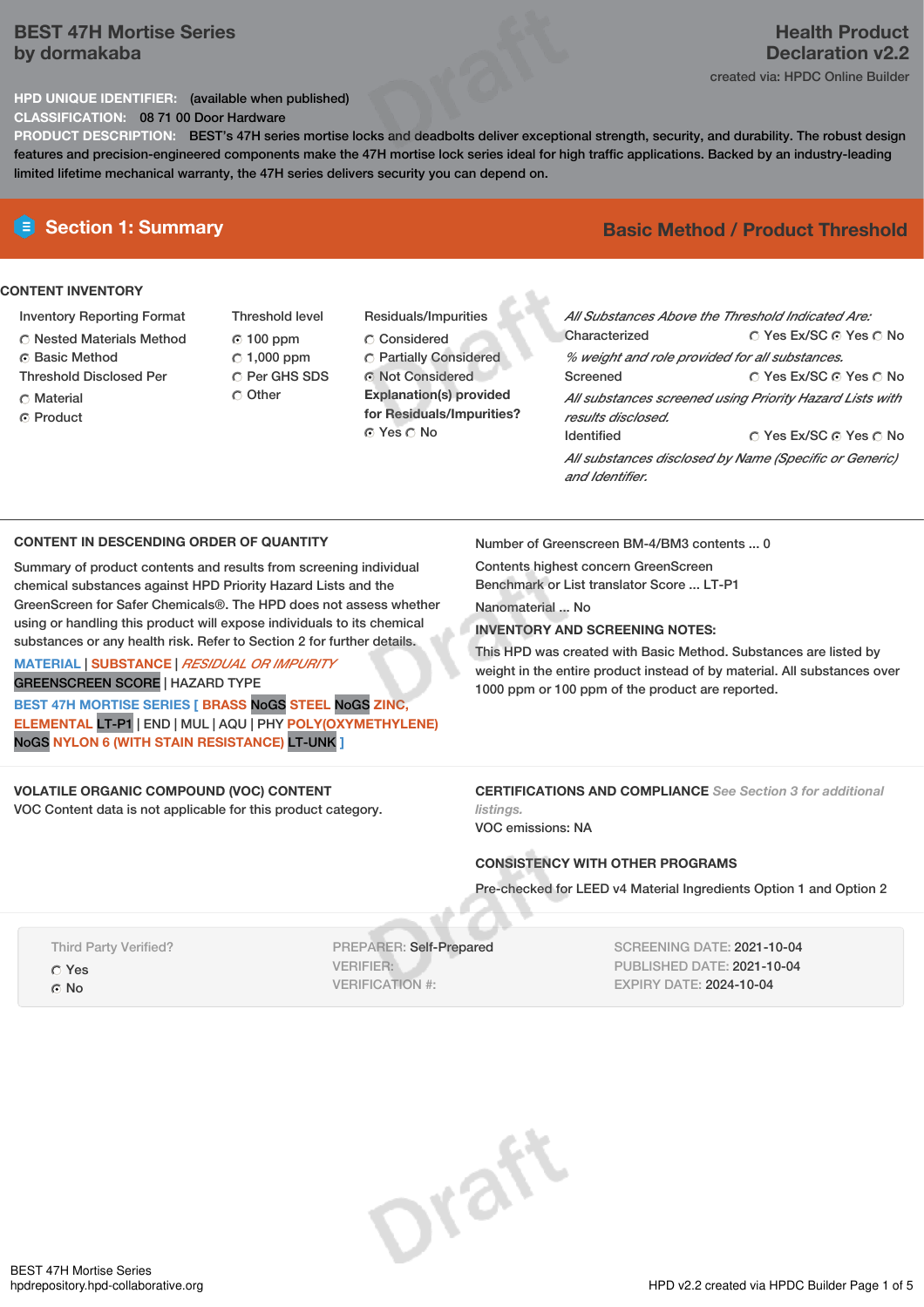# BEST 47H Mortise Series by dormakaba

**Health Product Declaration v2.2**

created via: HPDC Online Builder

**HPD UNIQUE IDENTIFIER:** (available when published)

**CLASSIFICATION:** 08 71 00 Door Hardware

**PRODUCT DESCRIPTION:** BEST's 47H series mortise locks and deadbolts deliver exceptional strength, security, and durability. The robust design features and precision-engineered components make the 47H mortise lock series ideal for high traffic applications. Backed by an industry-leading limited lifetime mechanical warranty, the 47H series delivers security you can depend on.

## Section 1: Summary

**Basic Method / Product Threshold**

### CONTENT INVENTORY

**Inventory Reporting Format**
- ○ Nested Materials Method
- ● Basic Method

**Threshold Disclosed Per**
- ○ Material
- ● Product

**Threshold level**
- ● 100 ppm
- ○ 1,000 ppm
- ○ Per GHS SDS
- ○ Other

**Residuals/Impurities**
- ○ Considered
- ○ Partially Considered
- ● Not Considered

**Explanation(s) provided for Residuals/Impurities?**
- ● Yes ○ No

*All Substances Above the Threshold Indicated Are:*

Characterized ○ Yes Ex/SC ● Yes ○ No
*% weight and role provided for all substances.*

Screened ○ Yes Ex/SC ● Yes ○ No
*All substances screened using Priority Hazard Lists with results disclosed.*

Identified ○ Yes Ex/SC ● Yes ○ No
*All substances disclosed by Name (Specific or Generic) and Identifier.*

### CONTENT IN DESCENDING ORDER OF QUANTITY

Summary of product contents and results from screening individual chemical substances against HPD Priority Hazard Lists and the GreenScreen for Safer Chemicals®. The HPD does not assess whether using or handling this product will expose individuals to its chemical substances or any health risk. Refer to Section 2 for further details.

MATERIAL | SUBSTANCE | *RESIDUAL OR IMPURITY*
GREENSCREEN SCORE | HAZARD TYPE

BEST 47H MORTISE SERIES [ BRASS NoGS STEEL NoGS ZINC, ELEMENTAL LT-P1 | END | MUL | AQU | PHY POLY(OXYMETHYLENE) NoGS NYLON 6 (WITH STAIN RESISTANCE) LT-UNK ]

Number of Greenscreen BM-4/BM3 contents ... 0

Contents highest concern GreenScreen Benchmark or List translator Score ... LT-P1

Nanomaterial ... No

**INVENTORY AND SCREENING NOTES:**

This HPD was created with Basic Method. Substances are listed by weight in the entire product instead of by material. All substances over 1000 ppm or 100 ppm of the product are reported.

### VOLATILE ORGANIC COMPOUND (VOC) CONTENT

VOC Content data is not applicable for this product category.

### CERTIFICATIONS AND COMPLIANCE *See Section 3 for additional listings.*

VOC emissions: NA

### CONSISTENCY WITH OTHER PROGRAMS

Pre-checked for LEED v4 Material Ingredients Option 1 and Option 2

Third Party Verified?
- ○ Yes
- ● No

PREPARER: Self-Prepared
VERIFIER:
VERIFICATION #:

SCREENING DATE: 2021-10-04
PUBLISHED DATE: 2021-10-04
EXPIRY DATE: 2024-10-04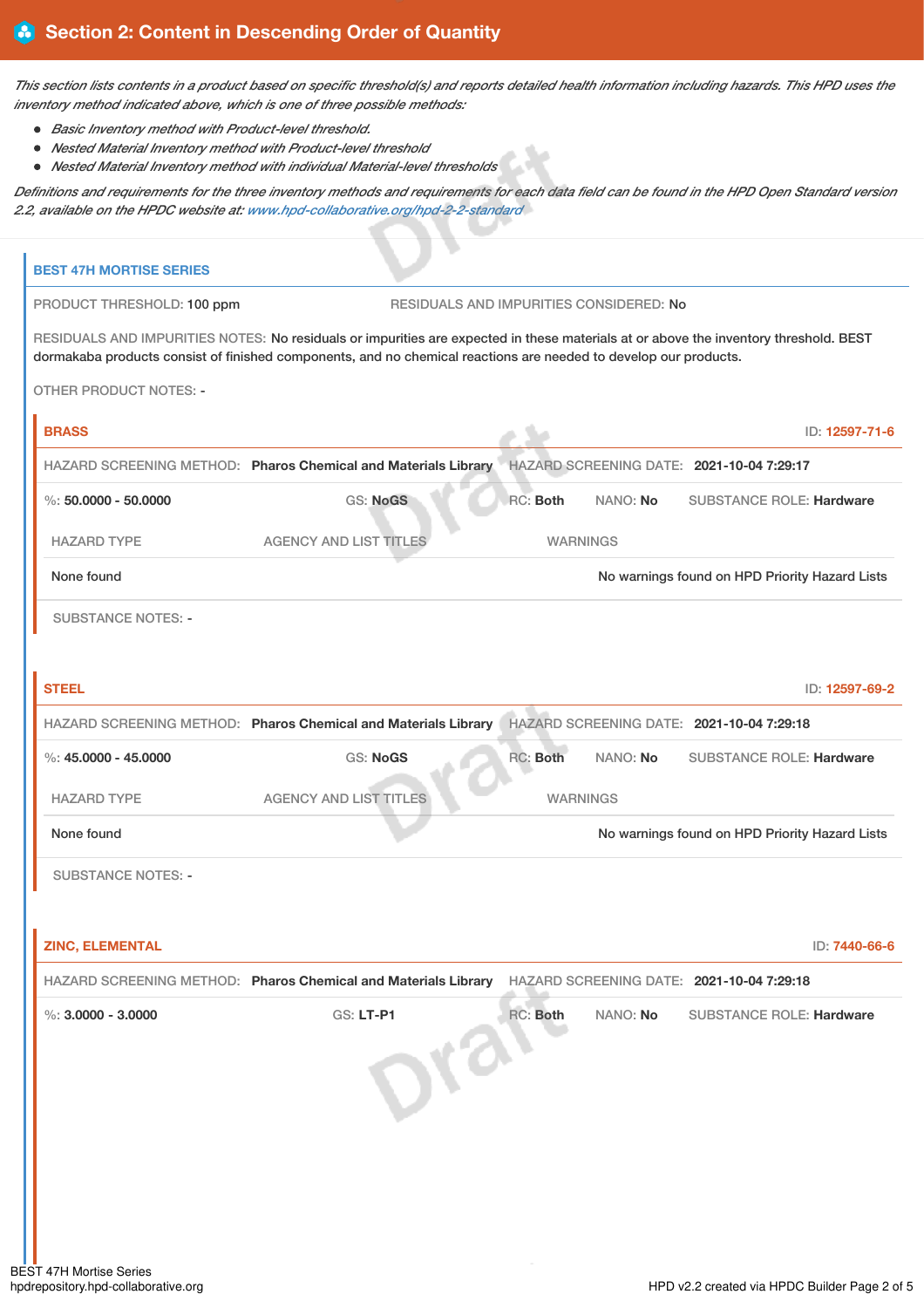## Section 2: Content in Descending Order of Quantity

*This section lists contents in a product based on specific threshold(s) and reports detailed health information including hazards. This HPD uses the inventory method indicated above, which is one of three possible methods:*

- *Basic Inventory method with Product-level threshold.*
- *Nested Material Inventory method with Product-level threshold*
- *Nested Material Inventory method with individual Material-level thresholds*

*Definitions and requirements for the three inventory methods and requirements for each data field can be found in the HPD Open Standard version 2.2, available on the HPDC website at: www.hpd-collaborative.org/hpd-2-2-standard*

### BEST 47H MORTISE SERIES

PRODUCT THRESHOLD: 100 ppm

RESIDUALS AND IMPURITIES CONSIDERED: No

RESIDUALS AND IMPURITIES NOTES: No residuals or impurities are expected in these materials at or above the inventory threshold. BEST dormakaba products consist of finished components, and no chemical reactions are needed to develop our products.

OTHER PRODUCT NOTES: -

#### BRASS

ID: 12597-71-6

HAZARD SCREENING METHOD: **Pharos Chemical and Materials Library** HAZARD SCREENING DATE: **2021-10-04 7:29:17**

%: **50.0000 - 50.0000** GS: **NoGS** RC: **Both** NANO: **No** SUBSTANCE ROLE: **Hardware**

| HAZARD TYPE | AGENCY AND LIST TITLES | WARNINGS |
|---|---|---|
| None found | | No warnings found on HPD Priority Hazard Lists |

SUBSTANCE NOTES: -

#### STEEL

ID: 12597-69-2

HAZARD SCREENING METHOD: **Pharos Chemical and Materials Library** HAZARD SCREENING DATE: **2021-10-04 7:29:18**

%: **45.0000 - 45.0000** GS: **NoGS** RC: **Both** NANO: **No** SUBSTANCE ROLE: **Hardware**

| HAZARD TYPE | AGENCY AND LIST TITLES | WARNINGS |
|---|---|---|
| None found | | No warnings found on HPD Priority Hazard Lists |

SUBSTANCE NOTES: -

#### ZINC, ELEMENTAL

ID: 7440-66-6

HAZARD SCREENING METHOD: **Pharos Chemical and Materials Library** HAZARD SCREENING DATE: **2021-10-04 7:29:18**

%: **3.0000 - 3.0000** GS: **LT-P1** RC: **Both** NANO: **No** SUBSTANCE ROLE: **Hardware**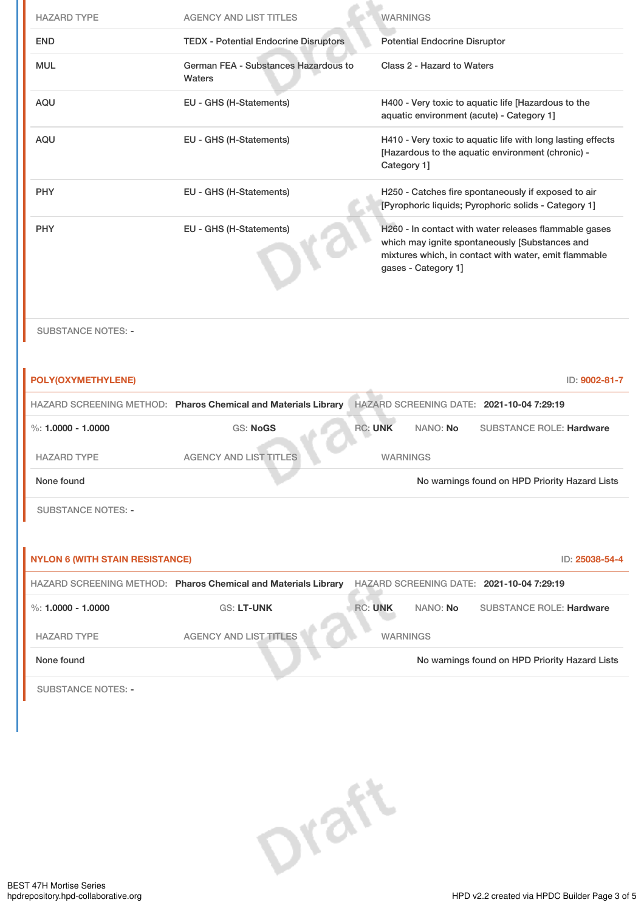| HAZARD TYPE | AGENCY AND LIST TITLES | WARNINGS |
| --- | --- | --- |
| END | TEDX - Potential Endocrine Disruptors | Potential Endocrine Disruptor |
| MUL | German FEA - Substances Hazardous to Waters | Class 2 - Hazard to Waters |
| AQU | EU - GHS (H-Statements) | H400 - Very toxic to aquatic life [Hazardous to the aquatic environment (acute) - Category 1] |
| AQU | EU - GHS (H-Statements) | H410 - Very toxic to aquatic life with long lasting effects [Hazardous to the aquatic environment (chronic) - Category 1] |
| PHY | EU - GHS (H-Statements) | H250 - Catches fire spontaneously if exposed to air [Pyrophoric liquids; Pyrophoric solids - Category 1] |
| PHY | EU - GHS (H-Statements) | H260 - In contact with water releases flammable gases which may ignite spontaneously [Substances and mixtures which, in contact with water, emit flammable gases - Category 1] |

SUBSTANCE NOTES: -

## POLY(OXYMETHYLENE)

ID: 9002-81-7

HAZARD SCREENING METHOD: **Pharos Chemical and Materials Library** HAZARD SCREENING DATE: **2021-10-04 7:29:19**

%: **1.0000 - 1.0000** GS: **NoGS** RC: **UNK** NANO: **No** SUBSTANCE ROLE: **Hardware**

| HAZARD TYPE | AGENCY AND LIST TITLES | WARNINGS |
| --- | --- | --- |
| None found | | No warnings found on HPD Priority Hazard Lists |

SUBSTANCE NOTES: -

## NYLON 6 (WITH STAIN RESISTANCE)

ID: 25038-54-4

HAZARD SCREENING METHOD: **Pharos Chemical and Materials Library** HAZARD SCREENING DATE: **2021-10-04 7:29:19**

%: **1.0000 - 1.0000** GS: **LT-UNK** RC: **UNK** NANO: **No** SUBSTANCE ROLE: **Hardware**

| HAZARD TYPE | AGENCY AND LIST TITLES | WARNINGS |
| --- | --- | --- |
| None found | | No warnings found on HPD Priority Hazard Lists |

SUBSTANCE NOTES: -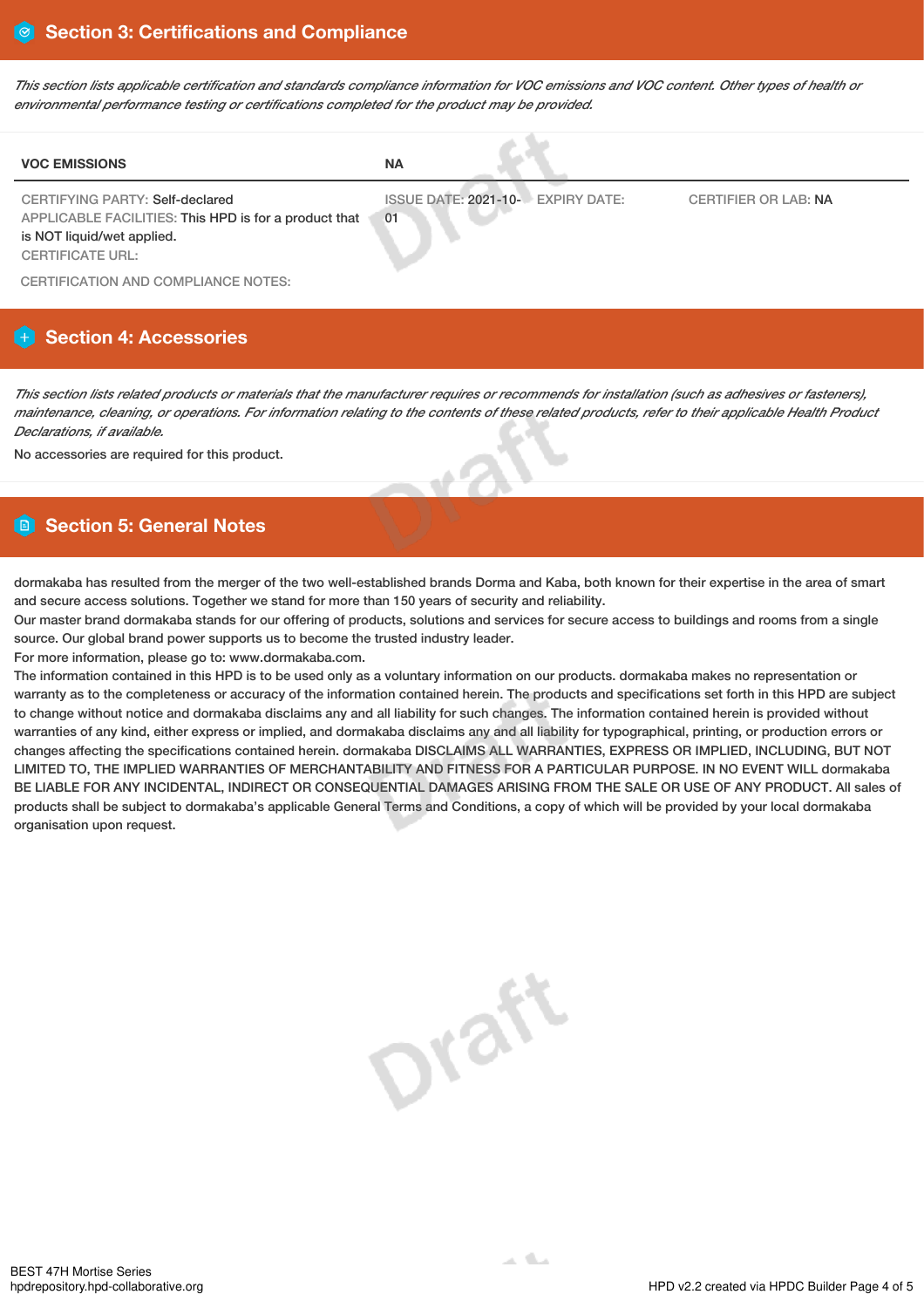## Section 3: Certifications and Compliance

*This section lists applicable certification and standards compliance information for VOC emissions and VOC content. Other types of health or environmental performance testing or certifications completed for the product may be provided.*

| VOC EMISSIONS | NA | | |
|---|---|---|---|
| CERTIFYING PARTY: Self-declared<br>APPLICABLE FACILITIES: This HPD is for a product that is NOT liquid/wet applied.<br>CERTIFICATE URL: | ISSUE DATE: 2021-10-01 | EXPIRY DATE: | CERTIFIER OR LAB: NA |

CERTIFICATION AND COMPLIANCE NOTES:

## Section 4: Accessories

*This section lists related products or materials that the manufacturer requires or recommends for installation (such as adhesives or fasteners), maintenance, cleaning, or operations. For information relating to the contents of these related products, refer to their applicable Health Product Declarations, if available.*

No accessories are required for this product.

## Section 5: General Notes

dormakaba has resulted from the merger of the two well-established brands Dorma and Kaba, both known for their expertise in the area of smart and secure access solutions. Together we stand for more than 150 years of security and reliability.
Our master brand dormakaba stands for our offering of products, solutions and services for secure access to buildings and rooms from a single source. Our global brand power supports us to become the trusted industry leader.
For more information, please go to: www.dormakaba.com.
The information contained in this HPD is to be used only as a voluntary information on our products. dormakaba makes no representation or warranty as to the completeness or accuracy of the information contained herein. The products and specifications set forth in this HPD are subject to change without notice and dormakaba disclaims any and all liability for such changes. The information contained herein is provided without warranties of any kind, either express or implied, and dormakaba disclaims any and all liability for typographical, printing, or production errors or changes affecting the specifications contained herein. dormakaba DISCLAIMS ALL WARRANTIES, EXPRESS OR IMPLIED, INCLUDING, BUT NOT LIMITED TO, THE IMPLIED WARRANTIES OF MERCHANTABILITY AND FITNESS FOR A PARTICULAR PURPOSE. IN NO EVENT WILL dormakaba BE LIABLE FOR ANY INCIDENTAL, INDIRECT OR CONSEQUENTIAL DAMAGES ARISING FROM THE SALE OR USE OF ANY PRODUCT. All sales of products shall be subject to dormakaba's applicable General Terms and Conditions, a copy of which will be provided by your local dormakaba organisation upon request.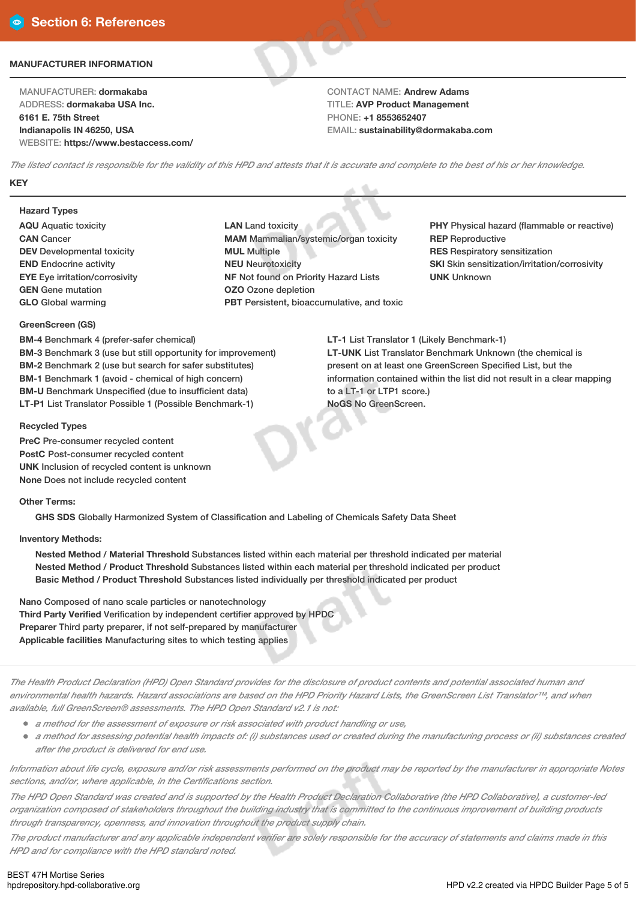## Section 6: References

### MANUFACTURER INFORMATION

MANUFACTURER: **dormakaba**
ADDRESS: **dormakaba USA Inc.**
**6161 E. 75th Street**
**Indianapolis IN 46250, USA**
WEBSITE: **https://www.bestaccess.com/**

CONTACT NAME: **Andrew Adams**
TITLE: **AVP Product Management**
PHONE: **+1 8553652407**
EMAIL: **sustainability@dormakaba.com**

*The listed contact is responsible for the validity of this HPD and attests that it is accurate and complete to the best of his or her knowledge.*

### KEY

**Hazard Types**

**AQU** Aquatic toxicity
**CAN** Cancer
**DEV** Developmental toxicity
**END** Endocrine activity
**EYE** Eye irritation/corrosivity
**GEN** Gene mutation
**GLO** Global warming
**LAN** Land toxicity
**MAM** Mammalian/systemic/organ toxicity
**MUL** Multiple
**NEU** Neurotoxicity
**NF** Not found on Priority Hazard Lists
**OZO** Ozone depletion
**PBT** Persistent, bioaccumulative, and toxic
**PHY** Physical hazard (flammable or reactive)
**REP** Reproductive
**RES** Respiratory sensitization
**SKI** Skin sensitization/irritation/corrosivity
**UNK** Unknown

**GreenScreen (GS)**

**BM-4** Benchmark 4 (prefer-safer chemical)
**BM-3** Benchmark 3 (use but still opportunity for improvement)
**BM-2** Benchmark 2 (use but search for safer substitutes)
**BM-1** Benchmark 1 (avoid - chemical of high concern)
**BM-U** Benchmark Unspecified (due to insufficient data)
**LT-P1** List Translator Possible 1 (Possible Benchmark-1)
**LT-1** List Translator 1 (Likely Benchmark-1)
**LT-UNK** List Translator Benchmark Unknown (the chemical is present on at least one GreenScreen Specified List, but the information contained within the list did not result in a clear mapping to a LT-1 or LTP1 score.)
**NoGS** No GreenScreen.

**Recycled Types**

**PreC** Pre-consumer recycled content
**PostC** Post-consumer recycled content
**UNK** Inclusion of recycled content is unknown
**None** Does not include recycled content

**Other Terms:**

**GHS SDS** Globally Harmonized System of Classification and Labeling of Chemicals Safety Data Sheet

**Inventory Methods:**

**Nested Method / Material Threshold** Substances listed within each material per threshold indicated per material
**Nested Method / Product Threshold** Substances listed within each material per threshold indicated per product
**Basic Method / Product Threshold** Substances listed individually per threshold indicated per product

**Nano** Composed of nano scale particles or nanotechnology
**Third Party Verified** Verification by independent certifier approved by HPDC
**Preparer** Third party preparer, if not self-prepared by manufacturer
**Applicable facilities** Manufacturing sites to which testing applies

*The Health Product Declaration (HPD) Open Standard provides for the disclosure of product contents and potential associated human and environmental health hazards. Hazard associations are based on the HPD Priority Hazard Lists, the GreenScreen List Translator™, and when available, full GreenScreen® assessments. The HPD Open Standard v2.1 is not:*

- *a method for the assessment of exposure or risk associated with product handling or use,*
- *a method for assessing potential health impacts of: (i) substances used or created during the manufacturing process or (ii) substances created after the product is delivered for end use.*

*Information about life cycle, exposure and/or risk assessments performed on the product may be reported by the manufacturer in appropriate Notes sections, and/or, where applicable, in the Certifications section.*

*The HPD Open Standard was created and is supported by the Health Product Declaration Collaborative (the HPD Collaborative), a customer-led organization composed of stakeholders throughout the building industry that is committed to the continuous improvement of building products through transparency, openness, and innovation throughout the product supply chain.*

*The product manufacturer and any applicable independent verifier are solely responsible for the accuracy of statements and claims made in this HPD and for compliance with the HPD standard noted.*